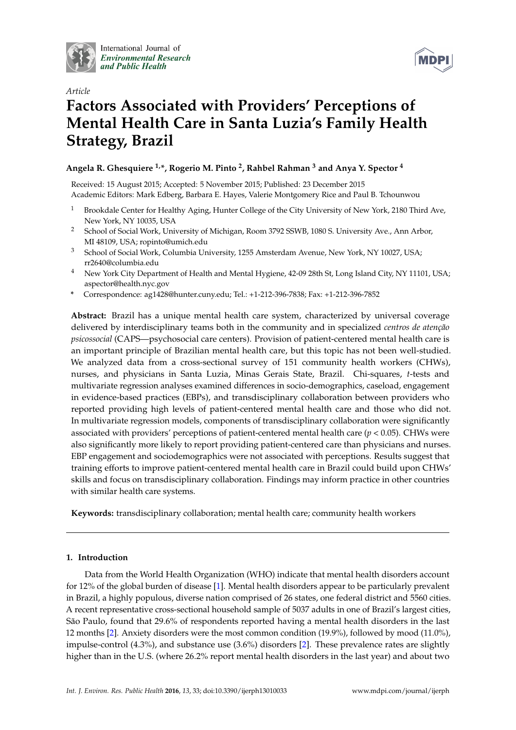*Article*

# Factors Associated with Providers' Perceptions of Mental Health Care in Santa Luzia's Family Health Strategy, Brazil

**Angela R. Ghesquiere [1,*], Rogerio M. Pinto [2], Rahbel Rahman [3] and Anya Y. Spector [4]**

Received: 15 August 2015; Accepted: 5 November 2015; Published: 23 December 2015
Academic Editors: Mark Edberg, Barbara E. Hayes, Valerie Montgomery Rice and Paul B. Tchounwou

1. Brookdale Center for Healthy Aging, Hunter College of the City University of New York, 2180 Third Ave, New York, NY 10035, USA
2. School of Social Work, University of Michigan, Room 3792 SSWB, 1080 S. University Ave., Ann Arbor, MI 48109, USA; ropinto@umich.edu
3. School of Social Work, Columbia University, 1255 Amsterdam Avenue, New York, NY 10027, USA; rr2640@columbia.edu
4. New York City Department of Health and Mental Hygiene, 42-09 28th St, Long Island City, NY 11101, USA; aspector@health.nyc.gov

\* Correspondence: ag1428@hunter.cuny.edu; Tel.: +1-212-396-7838; Fax: +1-212-396-7852

**Abstract:** Brazil has a unique mental health care system, characterized by universal coverage delivered by interdisciplinary teams both in the community and in specialized *centros de atenção psicossocial* (CAPS—psychosocial care centers). Provision of patient-centered mental health care is an important principle of Brazilian mental health care, but this topic has not been well-studied. We analyzed data from a cross-sectional survey of 151 community health workers (CHWs), nurses, and physicians in Santa Luzia, Minas Gerais State, Brazil. Chi-squares, *t*-tests and multivariate regression analyses examined differences in socio-demographics, caseload, engagement in evidence-based practices (EBPs), and transdisciplinary collaboration between providers who reported providing high levels of patient-centered mental health care and those who did not. In multivariate regression models, components of transdisciplinary collaboration were significantly associated with providers' perceptions of patient-centered mental health care ($p < 0.05$). CHWs were also significantly more likely to report providing patient-centered care than physicians and nurses. EBP engagement and sociodemographics were not associated with perceptions. Results suggest that training efforts to improve patient-centered mental health care in Brazil could build upon CHWs' skills and focus on transdisciplinary collaboration. Findings may inform practice in other countries with similar health care systems.

**Keywords:** transdisciplinary collaboration; mental health care; community health workers

## 1. Introduction

Data from the World Health Organization (WHO) indicate that mental health disorders account for 12% of the global burden of disease [1]. Mental health disorders appear to be particularly prevalent in Brazil, a highly populous, diverse nation comprised of 26 states, one federal district and 5560 cities. A recent representative cross-sectional household sample of 5037 adults in one of Brazil's largest cities, São Paulo, found that 29.6% of respondents reported having a mental health disorders in the last 12 months [2]. Anxiety disorders were the most common condition (19.9%), followed by mood (11.0%), impulse-control (4.3%), and substance use (3.6%) disorders [2]. These prevalence rates are slightly higher than in the U.S. (where 26.2% report mental health disorders in the last year) and about two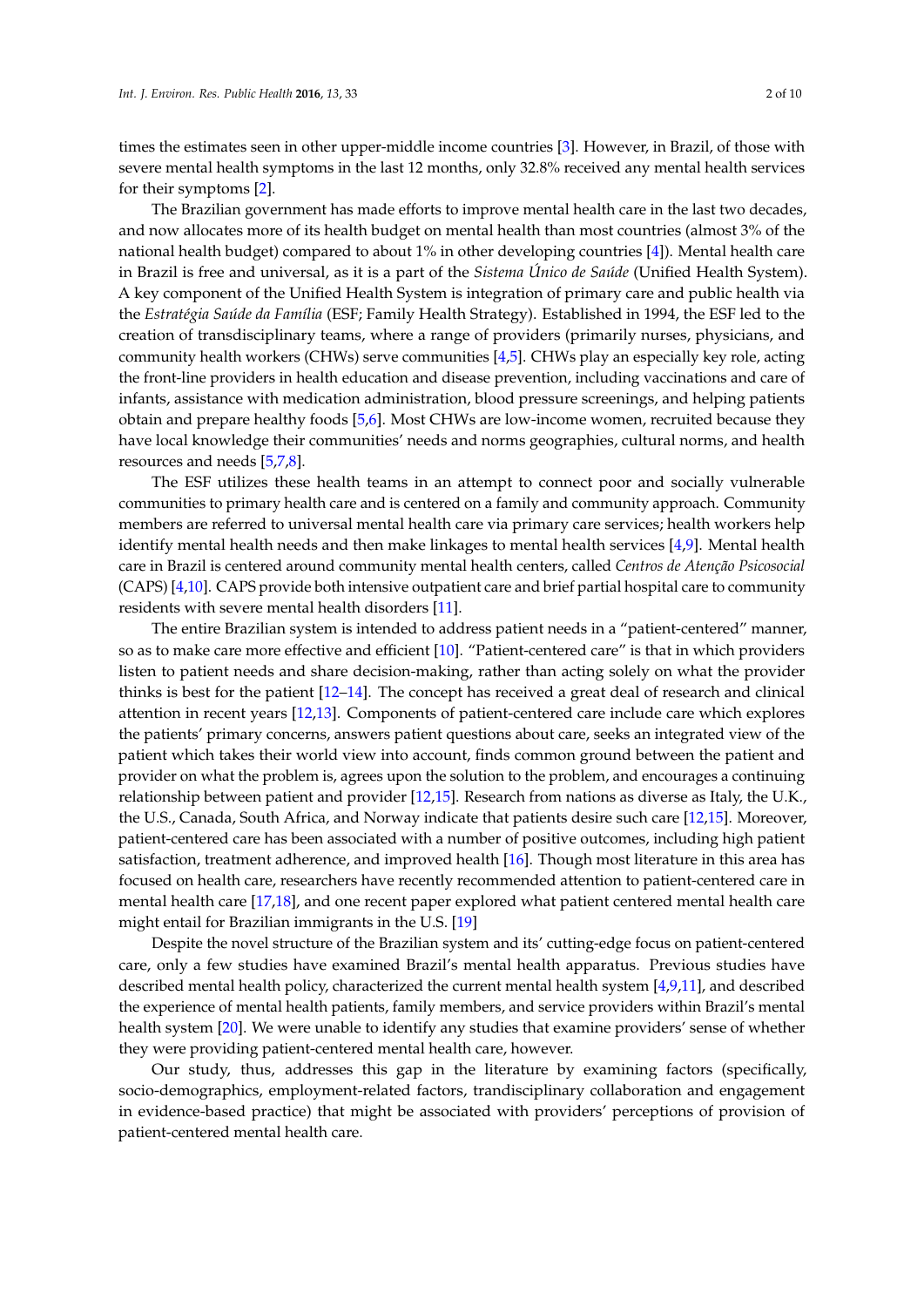times the estimates seen in other upper-middle income countries [3]. However, in Brazil, of those with severe mental health symptoms in the last 12 months, only 32.8% received any mental health services for their symptoms [2].

The Brazilian government has made efforts to improve mental health care in the last two decades, and now allocates more of its health budget on mental health than most countries (almost 3% of the national health budget) compared to about 1% in other developing countries [4]). Mental health care in Brazil is free and universal, as it is a part of the *Sistema Único de Saúde* (Unified Health System). A key component of the Unified Health System is integration of primary care and public health via the *Estratégia Saúde da Família* (ESF; Family Health Strategy). Established in 1994, the ESF led to the creation of transdisciplinary teams, where a range of providers (primarily nurses, physicians, and community health workers (CHWs) serve communities [4,5]. CHWs play an especially key role, acting the front-line providers in health education and disease prevention, including vaccinations and care of infants, assistance with medication administration, blood pressure screenings, and helping patients obtain and prepare healthy foods [5,6]. Most CHWs are low-income women, recruited because they have local knowledge their communities' needs and norms geographies, cultural norms, and health resources and needs [5,7,8].

The ESF utilizes these health teams in an attempt to connect poor and socially vulnerable communities to primary health care and is centered on a family and community approach. Community members are referred to universal mental health care via primary care services; health workers help identify mental health needs and then make linkages to mental health services [4,9]. Mental health care in Brazil is centered around community mental health centers, called *Centros de Atenção Psicosocial* (CAPS) [4,10]. CAPS provide both intensive outpatient care and brief partial hospital care to community residents with severe mental health disorders [11].

The entire Brazilian system is intended to address patient needs in a "patient-centered" manner, so as to make care more effective and efficient [10]. "Patient-centered care" is that in which providers listen to patient needs and share decision-making, rather than acting solely on what the provider thinks is best for the patient [12–14]. The concept has received a great deal of research and clinical attention in recent years [12,13]. Components of patient-centered care include care which explores the patients' primary concerns, answers patient questions about care, seeks an integrated view of the patient which takes their world view into account, finds common ground between the patient and provider on what the problem is, agrees upon the solution to the problem, and encourages a continuing relationship between patient and provider [12,15]. Research from nations as diverse as Italy, the U.K., the U.S., Canada, South Africa, and Norway indicate that patients desire such care [12,15]. Moreover, patient-centered care has been associated with a number of positive outcomes, including high patient satisfaction, treatment adherence, and improved health [16]. Though most literature in this area has focused on health care, researchers have recently recommended attention to patient-centered care in mental health care [17,18], and one recent paper explored what patient centered mental health care might entail for Brazilian immigrants in the U.S. [19]

Despite the novel structure of the Brazilian system and its' cutting-edge focus on patient-centered care, only a few studies have examined Brazil's mental health apparatus. Previous studies have described mental health policy, characterized the current mental health system [4,9,11], and described the experience of mental health patients, family members, and service providers within Brazil's mental health system [20]. We were unable to identify any studies that examine providers' sense of whether they were providing patient-centered mental health care, however.

Our study, thus, addresses this gap in the literature by examining factors (specifically, socio-demographics, employment-related factors, trandisciplinary collaboration and engagement in evidence-based practice) that might be associated with providers' perceptions of provision of patient-centered mental health care.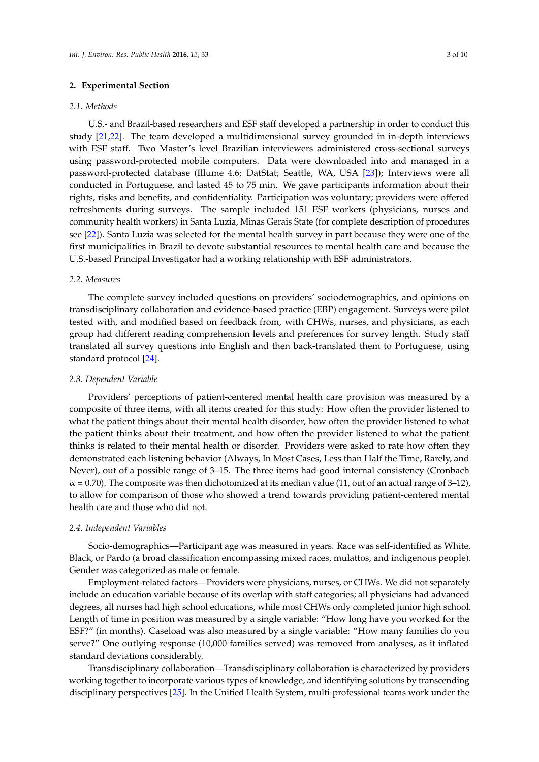## 2. Experimental Section

### 2.1. Methods

U.S.- and Brazil-based researchers and ESF staff developed a partnership in order to conduct this study [21,22]. The team developed a multidimensional survey grounded in in-depth interviews with ESF staff. Two Master's level Brazilian interviewers administered cross-sectional surveys using password-protected mobile computers. Data were downloaded into and managed in a password-protected database (Illume 4.6; DatStat; Seattle, WA, USA [23]); Interviews were all conducted in Portuguese, and lasted 45 to 75 min. We gave participants information about their rights, risks and benefits, and confidentiality. Participation was voluntary; providers were offered refreshments during surveys. The sample included 151 ESF workers (physicians, nurses and community health workers) in Santa Luzia, Minas Gerais State (for complete description of procedures see [22]). Santa Luzia was selected for the mental health survey in part because they were one of the first municipalities in Brazil to devote substantial resources to mental health care and because the U.S.-based Principal Investigator had a working relationship with ESF administrators.

### 2.2. Measures

The complete survey included questions on providers' sociodemographics, and opinions on transdisciplinary collaboration and evidence-based practice (EBP) engagement. Surveys were pilot tested with, and modified based on feedback from, with CHWs, nurses, and physicians, as each group had different reading comprehension levels and preferences for survey length. Study staff translated all survey questions into English and then back-translated them to Portuguese, using standard protocol [24].

### 2.3. Dependent Variable

Providers' perceptions of patient-centered mental health care provision was measured by a composite of three items, with all items created for this study: How often the provider listened to what the patient things about their mental health disorder, how often the provider listened to what the patient thinks about their treatment, and how often the provider listened to what the patient thinks is related to their mental health or disorder. Providers were asked to rate how often they demonstrated each listening behavior (Always, In Most Cases, Less than Half the Time, Rarely, and Never), out of a possible range of 3–15. The three items had good internal consistency (Cronbach $\alpha = 0.70$). The composite was then dichotomized at its median value (11, out of an actual range of 3–12), to allow for comparison of those who showed a trend towards providing patient-centered mental health care and those who did not.

### 2.4. Independent Variables

Socio-demographics—Participant age was measured in years. Race was self-identified as White, Black, or Pardo (a broad classification encompassing mixed races, mulattos, and indigenous people). Gender was categorized as male or female.

Employment-related factors—Providers were physicians, nurses, or CHWs. We did not separately include an education variable because of its overlap with staff categories; all physicians had advanced degrees, all nurses had high school educations, while most CHWs only completed junior high school. Length of time in position was measured by a single variable: "How long have you worked for the ESF?" (in months). Caseload was also measured by a single variable: "How many families do you serve?" One outlying response (10,000 families served) was removed from analyses, as it inflated standard deviations considerably.

Transdisciplinary collaboration—Transdisciplinary collaboration is characterized by providers working together to incorporate various types of knowledge, and identifying solutions by transcending disciplinary perspectives [25]. In the Unified Health System, multi-professional teams work under the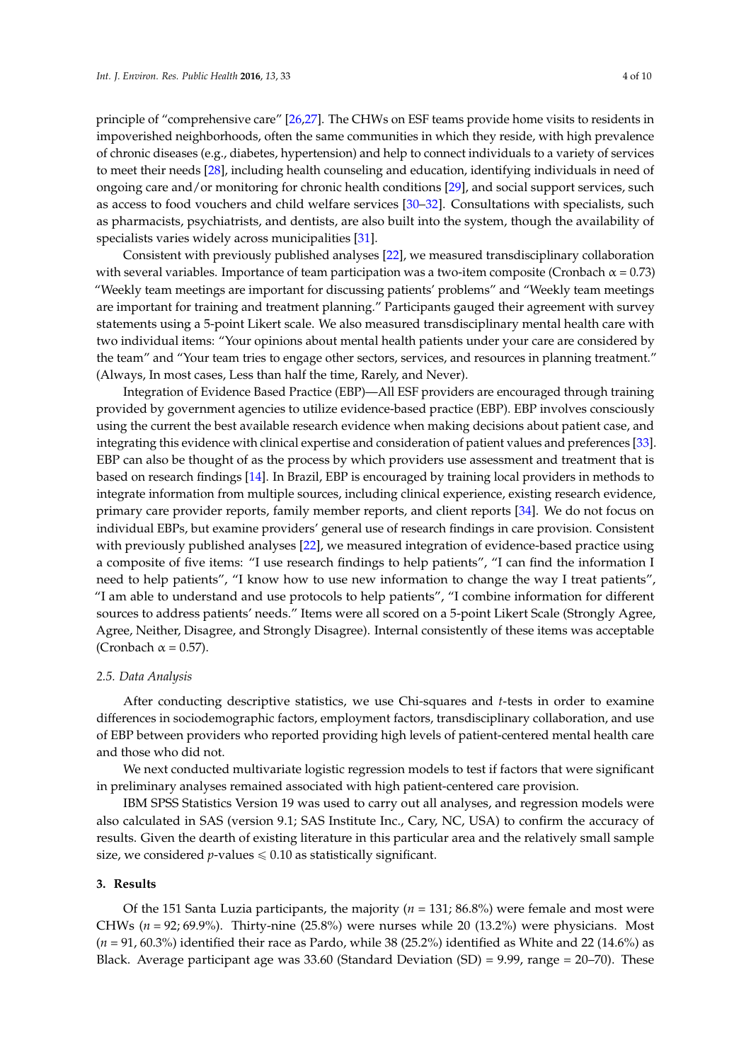principle of "comprehensive care" [26,27]. The CHWs on ESF teams provide home visits to residents in impoverished neighborhoods, often the same communities in which they reside, with high prevalence of chronic diseases (e.g., diabetes, hypertension) and help to connect individuals to a variety of services to meet their needs [28], including health counseling and education, identifying individuals in need of ongoing care and/or monitoring for chronic health conditions [29], and social support services, such as access to food vouchers and child welfare services [30–32]. Consultations with specialists, such as pharmacists, psychiatrists, and dentists, are also built into the system, though the availability of specialists varies widely across municipalities [31].

Consistent with previously published analyses [22], we measured transdisciplinary collaboration with several variables. Importance of team participation was a two-item composite (Cronbach α = 0.73) "Weekly team meetings are important for discussing patients' problems" and "Weekly team meetings are important for training and treatment planning." Participants gauged their agreement with survey statements using a 5-point Likert scale. We also measured transdisciplinary mental health care with two individual items: "Your opinions about mental health patients under your care are considered by the team" and "Your team tries to engage other sectors, services, and resources in planning treatment." (Always, In most cases, Less than half the time, Rarely, and Never).

Integration of Evidence Based Practice (EBP)—All ESF providers are encouraged through training provided by government agencies to utilize evidence-based practice (EBP). EBP involves consciously using the current the best available research evidence when making decisions about patient case, and integrating this evidence with clinical expertise and consideration of patient values and preferences [33]. EBP can also be thought of as the process by which providers use assessment and treatment that is based on research findings [14]. In Brazil, EBP is encouraged by training local providers in methods to integrate information from multiple sources, including clinical experience, existing research evidence, primary care provider reports, family member reports, and client reports [34]. We do not focus on individual EBPs, but examine providers' general use of research findings in care provision. Consistent with previously published analyses [22], we measured integration of evidence-based practice using a composite of five items: "I use research findings to help patients", "I can find the information I need to help patients", "I know how to use new information to change the way I treat patients", "I am able to understand and use protocols to help patients", "I combine information for different sources to address patients' needs." Items were all scored on a 5-point Likert Scale (Strongly Agree, Agree, Neither, Disagree, and Strongly Disagree). Internal consistently of these items was acceptable (Cronbach α = 0.57).

### *2.5. Data Analysis*

After conducting descriptive statistics, we use Chi-squares and *t*-tests in order to examine differences in sociodemographic factors, employment factors, transdisciplinary collaboration, and use of EBP between providers who reported providing high levels of patient-centered mental health care and those who did not.

We next conducted multivariate logistic regression models to test if factors that were significant in preliminary analyses remained associated with high patient-centered care provision.

IBM SPSS Statistics Version 19 was used to carry out all analyses, and regression models were also calculated in SAS (version 9.1; SAS Institute Inc., Cary, NC, USA) to confirm the accuracy of results. Given the dearth of existing literature in this particular area and the relatively small sample size, we considered *p*-values $\leqslant 0.10$ as statistically significant.

## **3. Results**

Of the 151 Santa Luzia participants, the majority ($n = 131$; 86.8%) were female and most were CHWs ($n = 92$; 69.9%). Thirty-nine (25.8%) were nurses while 20 (13.2%) were physicians. Most ($n = 91$, 60.3%) identified their race as Pardo, while 38 (25.2%) identified as White and 22 (14.6%) as Black. Average participant age was 33.60 (Standard Deviation (SD) = 9.99, range = 20–70). These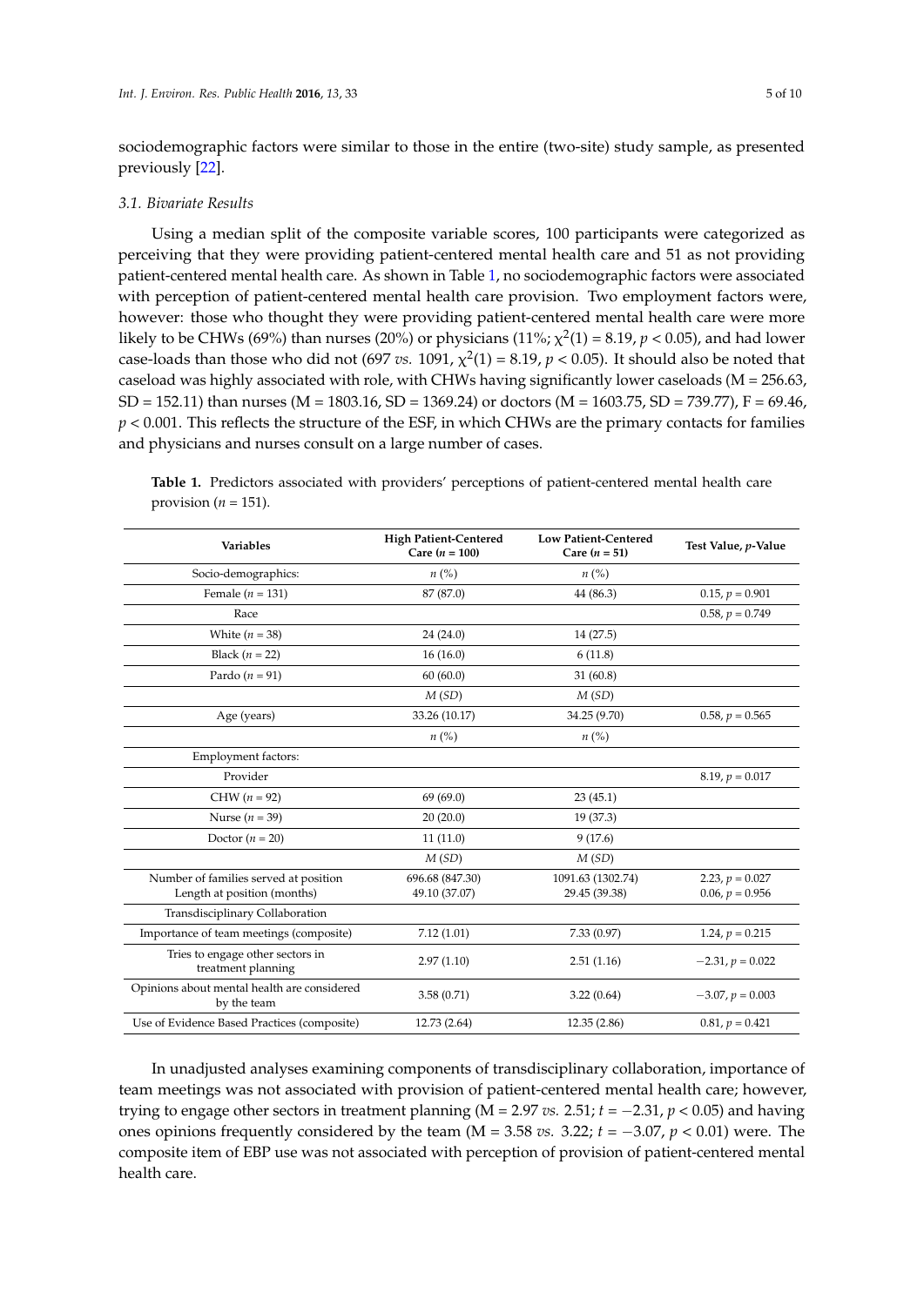sociodemographic factors were similar to those in the entire (two-site) study sample, as presented previously [22].

### 3.1. Bivariate Results

Using a median split of the composite variable scores, 100 participants were categorized as perceiving that they were providing patient-centered mental health care and 51 as not providing patient-centered mental health care. As shown in Table 1, no sociodemographic factors were associated with perception of patient-centered mental health care provision. Two employment factors were, however: those who thought they were providing patient-centered mental health care were more likely to be CHWs (69%) than nurses (20%) or physicians (11%; $\chi^2(1) = 8.19$, $p < 0.05$), and had lower case-loads than those who did not (697 *vs.* 1091, $\chi^2(1) = 8.19$, $p < 0.05$). It should also be noted that caseload was highly associated with role, with CHWs having significantly lower caseloads (M = 256.63, SD = 152.11) than nurses (M = 1803.16, SD = 1369.24) or doctors (M = 1603.75, SD = 739.77), F = 69.46, $p < 0.001$. This reflects the structure of the ESF, in which CHWs are the primary contacts for families and physicians and nurses consult on a large number of cases.

**Table 1.** Predictors associated with providers' perceptions of patient-centered mental health care provision (*n* = 151).

| Variables | High Patient-Centered Care (*n* = 100) | Low Patient-Centered Care (*n* = 51) | Test Value, *p*-Value |
|---|---|---|---|
| Socio-demographics: | *n* (%) | *n* (%) | |
| Female (*n* = 131) | 87 (87.0) | 44 (86.3) | 0.15, *p* = 0.901 |
| Race | | | 0.58, *p* = 0.749 |
| White (*n* = 38) | 24 (24.0) | 14 (27.5) | |
| Black (*n* = 22) | 16 (16.0) | 6 (11.8) | |
| Pardo (*n* = 91) | 60 (60.0) | 31 (60.8) | |
| | *M* (*SD*) | *M* (*SD*) | |
| Age (years) | 33.26 (10.17) | 34.25 (9.70) | 0.58, *p* = 0.565 |
| | *n* (%) | *n* (%) | |
| Employment factors: | | | |
| Provider | | | 8.19, *p* = 0.017 |
| CHW (*n* = 92) | 69 (69.0) | 23 (45.1) | |
| Nurse (*n* = 39) | 20 (20.0) | 19 (37.3) | |
| Doctor (*n* = 20) | 11 (11.0) | 9 (17.6) | |
| | *M* (*SD*) | *M* (*SD*) | |
| Number of families served at position | 696.68 (847.30) | 1091.63 (1302.74) | 2.23, *p* = 0.027 |
| Length at position (months) | 49.10 (37.07) | 29.45 (39.38) | 0.06, *p* = 0.956 |
| Transdisciplinary Collaboration | | | |
| Importance of team meetings (composite) | 7.12 (1.01) | 7.33 (0.97) | 1.24, *p* = 0.215 |
| Tries to engage other sectors in treatment planning | 2.97 (1.10) | 2.51 (1.16) | −2.31, *p* = 0.022 |
| Opinions about mental health are considered by the team | 3.58 (0.71) | 3.22 (0.64) | −3.07, *p* = 0.003 |
| Use of Evidence Based Practices (composite) | 12.73 (2.64) | 12.35 (2.86) | 0.81, *p* = 0.421 |

In unadjusted analyses examining components of transdisciplinary collaboration, importance of team meetings was not associated with provision of patient-centered mental health care; however, trying to engage other sectors in treatment planning (M = 2.97 *vs.* 2.51; $t = -2.31$, $p < 0.05$) and having ones opinions frequently considered by the team (M = 3.58 *vs.* 3.22; $t = -3.07$, $p < 0.01$) were. The composite item of EBP use was not associated with perception of provision of patient-centered mental health care.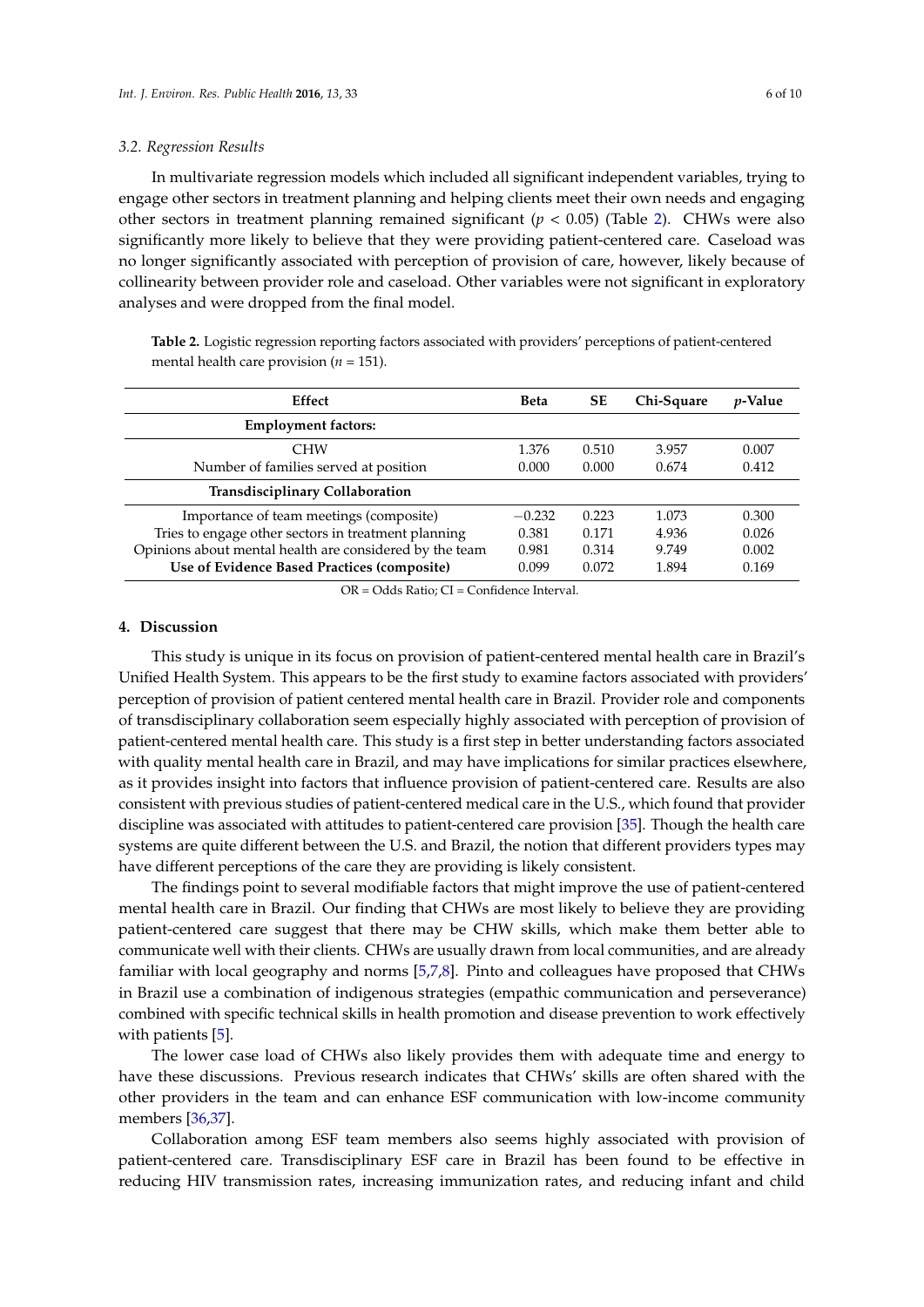### 3.2. Regression Results

In multivariate regression models which included all significant independent variables, trying to engage other sectors in treatment planning and helping clients meet their own needs and engaging other sectors in treatment planning remained significant ($p < 0.05$) (Table 2). CHWs were also significantly more likely to believe that they were providing patient-centered care. Caseload was no longer significantly associated with perception of provision of care, however, likely because of collinearity between provider role and caseload. Other variables were not significant in exploratory analyses and were dropped from the final model.

**Table 2.** Logistic regression reporting factors associated with providers' perceptions of patient-centered mental health care provision ($n$ = 151).

| Effect | Beta | SE | Chi-Square | $p$-Value |
|---|---|---|---|---|
| **Employment factors:** | | | | |
| CHW | 1.376 | 0.510 | 3.957 | 0.007 |
| Number of families served at position | 0.000 | 0.000 | 0.674 | 0.412 |
| **Transdisciplinary Collaboration** | | | | |
| Importance of team meetings (composite) | −0.232 | 0.223 | 1.073 | 0.300 |
| Tries to engage other sectors in treatment planning | 0.381 | 0.171 | 4.936 | 0.026 |
| Opinions about mental health are considered by the team | 0.981 | 0.314 | 9.749 | 0.002 |
| **Use of Evidence Based Practices (composite)** | 0.099 | 0.072 | 1.894 | 0.169 |

OR = Odds Ratio; CI = Confidence Interval.

## 4. Discussion

This study is unique in its focus on provision of patient-centered mental health care in Brazil's Unified Health System. This appears to be the first study to examine factors associated with providers' perception of provision of patient centered mental health care in Brazil. Provider role and components of transdisciplinary collaboration seem especially highly associated with perception of provision of patient-centered mental health care. This study is a first step in better understanding factors associated with quality mental health care in Brazil, and may have implications for similar practices elsewhere, as it provides insight into factors that influence provision of patient-centered care. Results are also consistent with previous studies of patient-centered medical care in the U.S., which found that provider discipline was associated with attitudes to patient-centered care provision [35]. Though the health care systems are quite different between the U.S. and Brazil, the notion that different providers types may have different perceptions of the care they are providing is likely consistent.

The findings point to several modifiable factors that might improve the use of patient-centered mental health care in Brazil. Our finding that CHWs are most likely to believe they are providing patient-centered care suggest that there may be CHW skills, which make them better able to communicate well with their clients. CHWs are usually drawn from local communities, and are already familiar with local geography and norms [5,7,8]. Pinto and colleagues have proposed that CHWs in Brazil use a combination of indigenous strategies (empathic communication and perseverance) combined with specific technical skills in health promotion and disease prevention to work effectively with patients [5].

The lower case load of CHWs also likely provides them with adequate time and energy to have these discussions. Previous research indicates that CHWs' skills are often shared with the other providers in the team and can enhance ESF communication with low-income community members [36,37].

Collaboration among ESF team members also seems highly associated with provision of patient-centered care. Transdisciplinary ESF care in Brazil has been found to be effective in reducing HIV transmission rates, increasing immunization rates, and reducing infant and child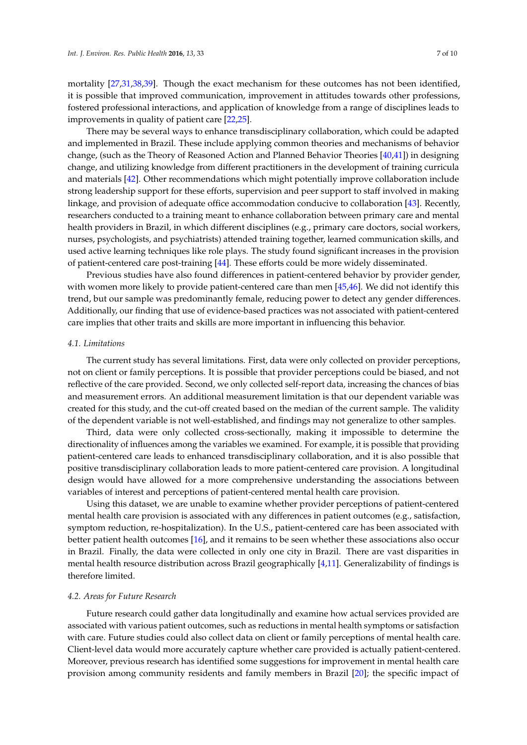mortality [27,31,38,39]. Though the exact mechanism for these outcomes has not been identified, it is possible that improved communication, improvement in attitudes towards other professions, fostered professional interactions, and application of knowledge from a range of disciplines leads to improvements in quality of patient care [22,25].

There may be several ways to enhance transdisciplinary collaboration, which could be adapted and implemented in Brazil. These include applying common theories and mechanisms of behavior change, (such as the Theory of Reasoned Action and Planned Behavior Theories [40,41]) in designing change, and utilizing knowledge from different practitioners in the development of training curricula and materials [42]. Other recommendations which might potentially improve collaboration include strong leadership support for these efforts, supervision and peer support to staff involved in making linkage, and provision of adequate office accommodation conducive to collaboration [43]. Recently, researchers conducted to a training meant to enhance collaboration between primary care and mental health providers in Brazil, in which different disciplines (e.g., primary care doctors, social workers, nurses, psychologists, and psychiatrists) attended training together, learned communication skills, and used active learning techniques like role plays. The study found significant increases in the provision of patient-centered care post-training [44]. These efforts could be more widely disseminated.

Previous studies have also found differences in patient-centered behavior by provider gender, with women more likely to provide patient-centered care than men [45,46]. We did not identify this trend, but our sample was predominantly female, reducing power to detect any gender differences. Additionally, our finding that use of evidence-based practices was not associated with patient-centered care implies that other traits and skills are more important in influencing this behavior.

### *4.1. Limitations*

The current study has several limitations. First, data were only collected on provider perceptions, not on client or family perceptions. It is possible that provider perceptions could be biased, and not reflective of the care provided. Second, we only collected self-report data, increasing the chances of bias and measurement errors. An additional measurement limitation is that our dependent variable was created for this study, and the cut-off created based on the median of the current sample. The validity of the dependent variable is not well-established, and findings may not generalize to other samples.

Third, data were only collected cross-sectionally, making it impossible to determine the directionality of influences among the variables we examined. For example, it is possible that providing patient-centered care leads to enhanced transdisciplinary collaboration, and it is also possible that positive transdisciplinary collaboration leads to more patient-centered care provision. A longitudinal design would have allowed for a more comprehensive understanding the associations between variables of interest and perceptions of patient-centered mental health care provision.

Using this dataset, we are unable to examine whether provider perceptions of patient-centered mental health care provision is associated with any differences in patient outcomes (e.g., satisfaction, symptom reduction, re-hospitalization). In the U.S., patient-centered care has been associated with better patient health outcomes [16], and it remains to be seen whether these associations also occur in Brazil. Finally, the data were collected in only one city in Brazil. There are vast disparities in mental health resource distribution across Brazil geographically [4,11]. Generalizability of findings is therefore limited.

### *4.2. Areas for Future Research*

Future research could gather data longitudinally and examine how actual services provided are associated with various patient outcomes, such as reductions in mental health symptoms or satisfaction with care. Future studies could also collect data on client or family perceptions of mental health care. Client-level data would more accurately capture whether care provided is actually patient-centered. Moreover, previous research has identified some suggestions for improvement in mental health care provision among community residents and family members in Brazil [20]; the specific impact of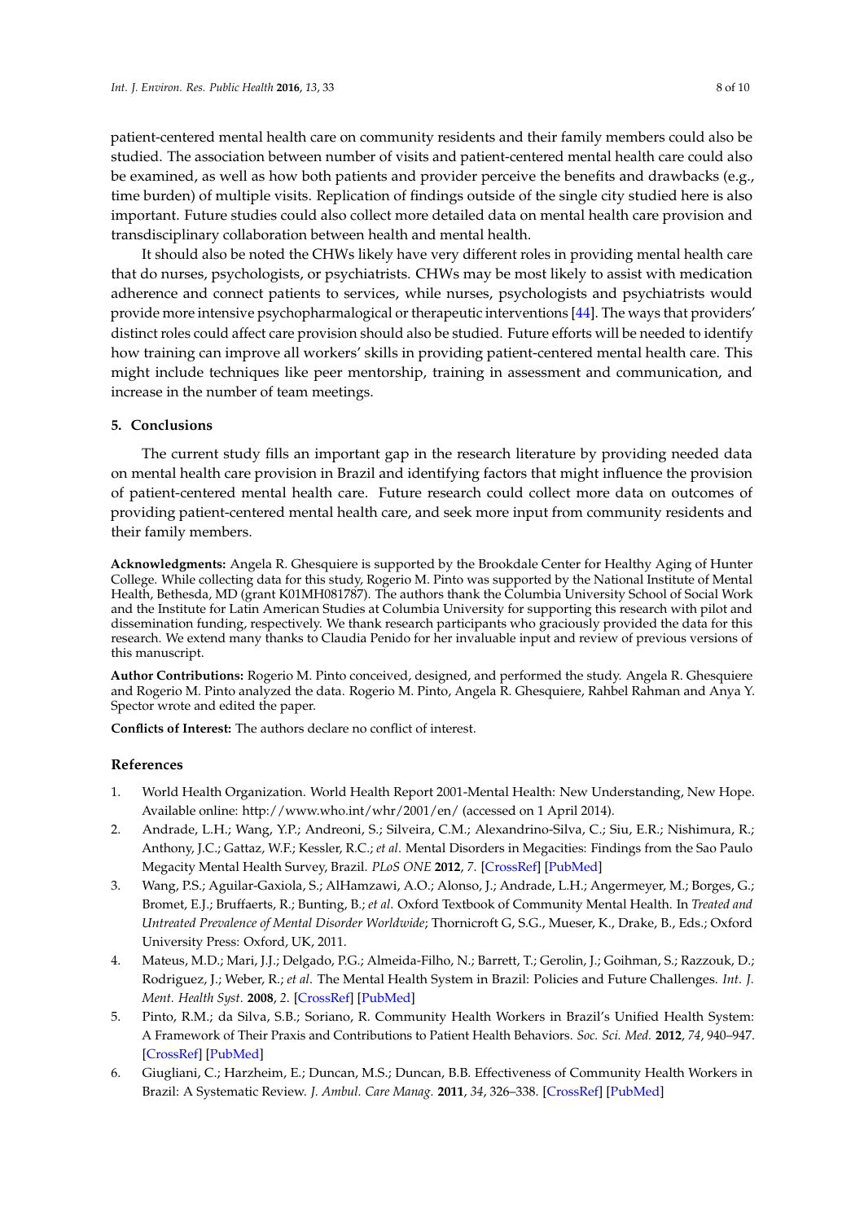patient-centered mental health care on community residents and their family members could also be studied. The association between number of visits and patient-centered mental health care could also be examined, as well as how both patients and provider perceive the benefits and drawbacks (e.g., time burden) of multiple visits. Replication of findings outside of the single city studied here is also important. Future studies could also collect more detailed data on mental health care provision and transdisciplinary collaboration between health and mental health.

It should also be noted the CHWs likely have very different roles in providing mental health care that do nurses, psychologists, or psychiatrists. CHWs may be most likely to assist with medication adherence and connect patients to services, while nurses, psychologists and psychiatrists would provide more intensive psychopharmalogical or therapeutic interventions [44]. The ways that providers' distinct roles could affect care provision should also be studied. Future efforts will be needed to identify how training can improve all workers' skills in providing patient-centered mental health care. This might include techniques like peer mentorship, training in assessment and communication, and increase in the number of team meetings.

## 5. Conclusions

The current study fills an important gap in the research literature by providing needed data on mental health care provision in Brazil and identifying factors that might influence the provision of patient-centered mental health care. Future research could collect more data on outcomes of providing patient-centered mental health care, and seek more input from community residents and their family members.

**Acknowledgments:** Angela R. Ghesquiere is supported by the Brookdale Center for Healthy Aging of Hunter College. While collecting data for this study, Rogerio M. Pinto was supported by the National Institute of Mental Health, Bethesda, MD (grant K01MH081787). The authors thank the Columbia University School of Social Work and the Institute for Latin American Studies at Columbia University for supporting this research with pilot and dissemination funding, respectively. We thank research participants who graciously provided the data for this research. We extend many thanks to Claudia Penido for her invaluable input and review of previous versions of this manuscript.

**Author Contributions:** Rogerio M. Pinto conceived, designed, and performed the study. Angela R. Ghesquiere and Rogerio M. Pinto analyzed the data. Rogerio M. Pinto, Angela R. Ghesquiere, Rahbel Rahman and Anya Y. Spector wrote and edited the paper.

**Conflicts of Interest:** The authors declare no conflict of interest.

## References

1. World Health Organization. World Health Report 2001-Mental Health: New Understanding, New Hope. Available online: http://www.who.int/whr/2001/en/ (accessed on 1 April 2014).
2. Andrade, L.H.; Wang, Y.P.; Andreoni, S.; Silveira, C.M.; Alexandrino-Silva, C.; Siu, E.R.; Nishimura, R.; Anthony, J.C.; Gattaz, W.F.; Kessler, R.C.; *et al.* Mental Disorders in Megacities: Findings from the Sao Paulo Megacity Mental Health Survey, Brazil. *PLoS ONE* **2012**, *7*. [CrossRef] [PubMed]
3. Wang, P.S.; Aguilar-Gaxiola, S.; AlHamzawi, A.O.; Alonso, J.; Andrade, L.H.; Angermeyer, M.; Borges, G.; Bromet, E.J.; Bruffaerts, R.; Bunting, B.; *et al.* Oxford Textbook of Community Mental Health. In *Treated and Untreated Prevalence of Mental Disorder Worldwide*; Thornicroft G, S.G., Mueser, K., Drake, B., Eds.; Oxford University Press: Oxford, UK, 2011.
4. Mateus, M.D.; Mari, J.J.; Delgado, P.G.; Almeida-Filho, N.; Barrett, T.; Gerolin, J.; Goihman, S.; Razzouk, D.; Rodriguez, J.; Weber, R.; *et al.* The Mental Health System in Brazil: Policies and Future Challenges. *Int. J. Ment. Health Syst.* **2008**, *2*. [CrossRef] [PubMed]
5. Pinto, R.M.; da Silva, S.B.; Soriano, R. Community Health Workers in Brazil's Unified Health System: A Framework of Their Praxis and Contributions to Patient Health Behaviors. *Soc. Sci. Med.* **2012**, *74*, 940–947. [CrossRef] [PubMed]
6. Giugliani, C.; Harzheim, E.; Duncan, M.S.; Duncan, B.B. Effectiveness of Community Health Workers in Brazil: A Systematic Review. *J. Ambul. Care Manag.* **2011**, *34*, 326–338. [CrossRef] [PubMed]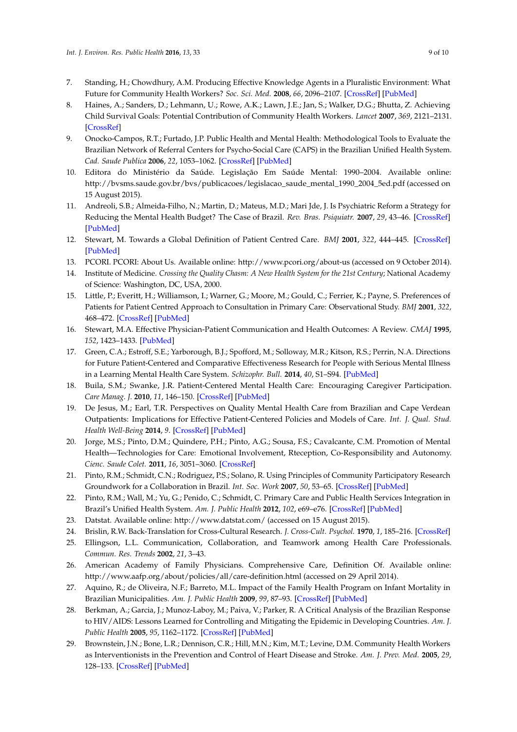7. Standing, H.; Chowdhury, A.M. Producing Effective Knowledge Agents in a Pluralistic Environment: What Future for Community Health Workers? *Soc. Sci. Med.* **2008**, *66*, 2096–2107. [CrossRef] [PubMed]
8. Haines, A.; Sanders, D.; Lehmann, U.; Rowe, A.K.; Lawn, J.E.; Jan, S.; Walker, D.G.; Bhutta, Z. Achieving Child Survival Goals: Potential Contribution of Community Health Workers. *Lancet* **2007**, *369*, 2121–2131. [CrossRef]
9. Onocko-Campos, R.T.; Furtado, J.P. Public Health and Mental Health: Methodological Tools to Evaluate the Brazilian Network of Referral Centers for Psycho-Social Care (CAPS) in the Brazilian Unified Health System. *Cad. Saude Publica* **2006**, *22*, 1053–1062. [CrossRef] [PubMed]
10. Editora do Ministério da Saúde. Legislação Em Saúde Mental: 1990–2004. Available online: http://bvsms.saude.gov.br/bvs/publicacoes/legislacao_saude_mental_1990_2004_5ed.pdf (accessed on 15 August 2015).
11. Andreoli, S.B.; Almeida-Filho, N.; Martin, D.; Mateus, M.D.; Mari Jde, J. Is Psychiatric Reform a Strategy for Reducing the Mental Health Budget? The Case of Brazil. *Rev. Bras. Psiquiatr.* **2007**, *29*, 43–46. [CrossRef] [PubMed]
12. Stewart, M. Towards a Global Definition of Patient Centred Care. *BMJ* **2001**, *322*, 444–445. [CrossRef] [PubMed]
13. PCORI. PCORI: About Us. Available online: http://www.pcori.org/about-us (accessed on 9 October 2014).
14. Institute of Medicine. *Crossing the Quality Chasm: A New Health System for the 21st Century*; National Academy of Science: Washington, DC, USA, 2000.
15. Little, P.; Everitt, H.; Williamson, I.; Warner, G.; Moore, M.; Gould, C.; Ferrier, K.; Payne, S. Preferences of Patients for Patient Centred Approach to Consultation in Primary Care: Observational Study. *BMJ* **2001**, *322*, 468–472. [CrossRef] [PubMed]
16. Stewart, M.A. Effective Physician-Patient Communication and Health Outcomes: A Review. *CMAJ* **1995**, *152*, 1423–1433. [PubMed]
17. Green, C.A.; Estroff, S.E.; Yarborough, B.J.; Spofford, M.; Solloway, M.R.; Kitson, R.S.; Perrin, N.A. Directions for Future Patient-Centered and Comparative Effectiveness Research for People with Serious Mental Illness in a Learning Mental Health Care System. *Schizophr. Bull.* **2014**, *40*, S1–S94. [PubMed]
18. Buila, S.M.; Swanke, J.R. Patient-Centered Mental Health Care: Encouraging Caregiver Participation. *Care Manag. J.* **2010**, *11*, 146–150. [CrossRef] [PubMed]
19. De Jesus, M.; Earl, T.R. Perspectives on Quality Mental Health Care from Brazilian and Cape Verdean Outpatients: Implications for Effective Patient-Centered Policies and Models of Care. *Int. J. Qual. Stud. Health Well-Being* **2014**, *9*. [CrossRef] [PubMed]
20. Jorge, M.S.; Pinto, D.M.; Quindere, P.H.; Pinto, A.G.; Sousa, F.S.; Cavalcante, C.M. Promotion of Mental Health—Technologies for Care: Emotional Involvement, Rteception, Co-Responsibility and Autonomy. *Cienc. Saude Colet.* **2011**, *16*, 3051–3060. [CrossRef]
21. Pinto, R.M.; Schmidt, C.N.; Rodriguez, P.S.; Solano, R. Using Principles of Community Participatory Research Groundwork for a Collaboration in Brazil. *Int. Soc. Work* **2007**, *50*, 53–65. [CrossRef] [PubMed]
22. Pinto, R.M.; Wall, M.; Yu, G.; Penido, C.; Schmidt, C. Primary Care and Public Health Services Integration in Brazil's Unified Health System. *Am. J. Public Health* **2012**, *102*, e69–e76. [CrossRef] [PubMed]
23. Datstat. Available online: http://www.datstat.com/ (accessed on 15 August 2015).
24. Brislin, R.W. Back-Translation for Cross-Cultural Research. *J. Cross-Cult. Psychol.* **1970**, *1*, 185–216. [CrossRef]
25. Ellingson, L.L. Communication, Collaboration, and Teamwork among Health Care Professionals. *Commun. Res. Trends* **2002**, *21*, 3–43.
26. American Academy of Family Physicians. Comprehensive Care, Definition Of. Available online: http://www.aafp.org/about/policies/all/care-definition.html (accessed on 29 April 2014).
27. Aquino, R.; de Oliveira, N.F.; Barreto, M.L. Impact of the Family Health Program on Infant Mortality in Brazilian Municipalities. *Am. J. Public Health* **2009**, *99*, 87–93. [CrossRef] [PubMed]
28. Berkman, A.; Garcia, J.; Munoz-Laboy, M.; Paiva, V.; Parker, R. A Critical Analysis of the Brazilian Response to HIV/AIDS: Lessons Learned for Controlling and Mitigating the Epidemic in Developing Countries. *Am. J. Public Health* **2005**, *95*, 1162–1172. [CrossRef] [PubMed]
29. Brownstein, J.N.; Bone, L.R.; Dennison, C.R.; Hill, M.N.; Kim, M.T.; Levine, D.M. Community Health Workers as Interventionists in the Prevention and Control of Heart Disease and Stroke. *Am. J. Prev. Med.* **2005**, *29*, 128–133. [CrossRef] [PubMed]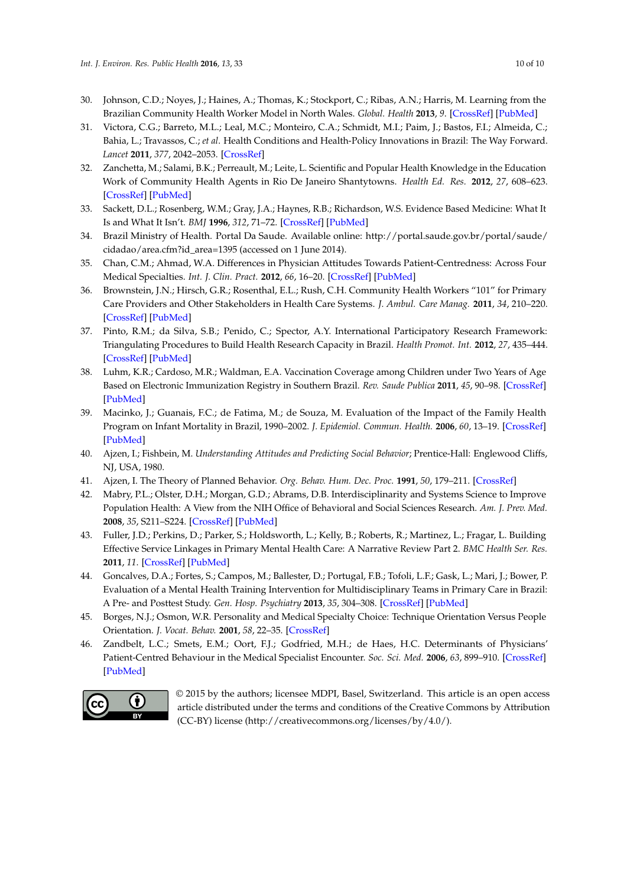30. Johnson, C.D.; Noyes, J.; Haines, A.; Thomas, K.; Stockport, C.; Ribas, A.N.; Harris, M. Learning from the Brazilian Community Health Worker Model in North Wales. *Global. Health* **2013**, *9*. [CrossRef] [PubMed]
31. Victora, C.G.; Barreto, M.L.; Leal, M.C.; Monteiro, C.A.; Schmidt, M.I.; Paim, J.; Bastos, F.I.; Almeida, C.; Bahia, L.; Travassos, C.; *et al*. Health Conditions and Health-Policy Innovations in Brazil: The Way Forward. *Lancet* **2011**, *377*, 2042–2053. [CrossRef]
32. Zanchetta, M.; Salami, B.K.; Perreault, M.; Leite, L. Scientific and Popular Health Knowledge in the Education Work of Community Health Agents in Rio De Janeiro Shantytowns. *Health Ed. Res.* **2012**, *27*, 608–623. [CrossRef] [PubMed]
33. Sackett, D.L.; Rosenberg, W.M.; Gray, J.A.; Haynes, R.B.; Richardson, W.S. Evidence Based Medicine: What It Is and What It Isn't. *BMJ* **1996**, *312*, 71–72. [CrossRef] [PubMed]
34. Brazil Ministry of Health. Portal Da Saude. Available online: http://portal.saude.gov.br/portal/saude/cidadao/area.cfm?id_area=1395 (accessed on 1 June 2014).
35. Chan, C.M.; Ahmad, W.A. Differences in Physician Attitudes Towards Patient-Centredness: Across Four Medical Specialties. *Int. J. Clin. Pract.* **2012**, *66*, 16–20. [CrossRef] [PubMed]
36. Brownstein, J.N.; Hirsch, G.R.; Rosenthal, E.L.; Rush, C.H. Community Health Workers "101" for Primary Care Providers and Other Stakeholders in Health Care Systems. *J. Ambul. Care Manag.* **2011**, *34*, 210–220. [CrossRef] [PubMed]
37. Pinto, R.M.; da Silva, S.B.; Penido, C.; Spector, A.Y. International Participatory Research Framework: Triangulating Procedures to Build Health Research Capacity in Brazil. *Health Promot. Int.* **2012**, *27*, 435–444. [CrossRef] [PubMed]
38. Luhm, K.R.; Cardoso, M.R.; Waldman, E.A. Vaccination Coverage among Children under Two Years of Age Based on Electronic Immunization Registry in Southern Brazil. *Rev. Saude Publica* **2011**, *45*, 90–98. [CrossRef] [PubMed]
39. Macinko, J.; Guanais, F.C.; de Fatima, M.; de Souza, M. Evaluation of the Impact of the Family Health Program on Infant Mortality in Brazil, 1990–2002. *J. Epidemiol. Commun. Health.* **2006**, *60*, 13–19. [CrossRef] [PubMed]
40. Ajzen, I.; Fishbein, M. *Understanding Attitudes and Predicting Social Behavior*; Prentice-Hall: Englewood Cliffs, NJ, USA, 1980.
41. Ajzen, I. The Theory of Planned Behavior. *Org. Behav. Hum. Dec. Proc.* **1991**, *50*, 179–211. [CrossRef]
42. Mabry, P.L.; Olster, D.H.; Morgan, G.D.; Abrams, D.B. Interdisciplinarity and Systems Science to Improve Population Health: A View from the NIH Office of Behavioral and Social Sciences Research. *Am. J. Prev. Med.* **2008**, *35*, S211–S224. [CrossRef] [PubMed]
43. Fuller, J.D.; Perkins, D.; Parker, S.; Holdsworth, L.; Kelly, B.; Roberts, R.; Martinez, L.; Fragar, L. Building Effective Service Linkages in Primary Mental Health Care: A Narrative Review Part 2. *BMC Health Ser. Res.* **2011**, *11*. [CrossRef] [PubMed]
44. Goncalves, D.A.; Fortes, S.; Campos, M.; Ballester, D.; Portugal, F.B.; Tofoli, L.F.; Gask, L.; Mari, J.; Bower, P. Evaluation of a Mental Health Training Intervention for Multidisciplinary Teams in Primary Care in Brazil: A Pre- and Posttest Study. *Gen. Hosp. Psychiatry* **2013**, *35*, 304–308. [CrossRef] [PubMed]
45. Borges, N.J.; Osmon, W.R. Personality and Medical Specialty Choice: Technique Orientation Versus People Orientation. *J. Vocat. Behav.* **2001**, *58*, 22–35. [CrossRef]
46. Zandbelt, L.C.; Smets, E.M.; Oort, F.J.; Godfried, M.H.; de Haes, H.C. Determinants of Physicians' Patient-Centred Behaviour in the Medical Specialist Encounter. *Soc. Sci. Med.* **2006**, *63*, 899–910. [CrossRef] [PubMed]

© 2015 by the authors; licensee MDPI, Basel, Switzerland. This article is an open access article distributed under the terms and conditions of the Creative Commons by Attribution (CC-BY) license (http://creativecommons.org/licenses/by/4.0/).